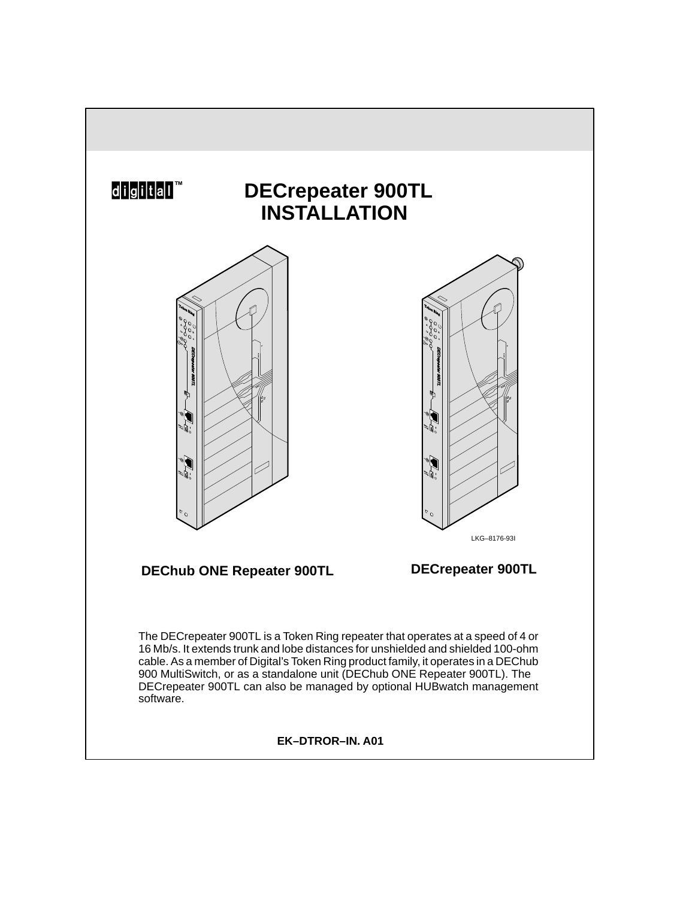digital™

# DECrepeater 900TL INSTALLATION

LKG–8176-93I

**DEChub ONE Repeater 900TL** **DECrepeater 900TL**

The DECrepeater 900TL is a Token Ring repeater that operates at a speed of 4 or 16 Mb/s. It extends trunk and lobe distances for unshielded and shielded 100-ohm cable. As a member of Digital's Token Ring product family, it operates in a DEChub 900 MultiSwitch, or as a standalone unit (DEChub ONE Repeater 900TL). The DECrepeater 900TL can also be managed by optional HUBwatch management software.

**EK–DTROR–IN. A01**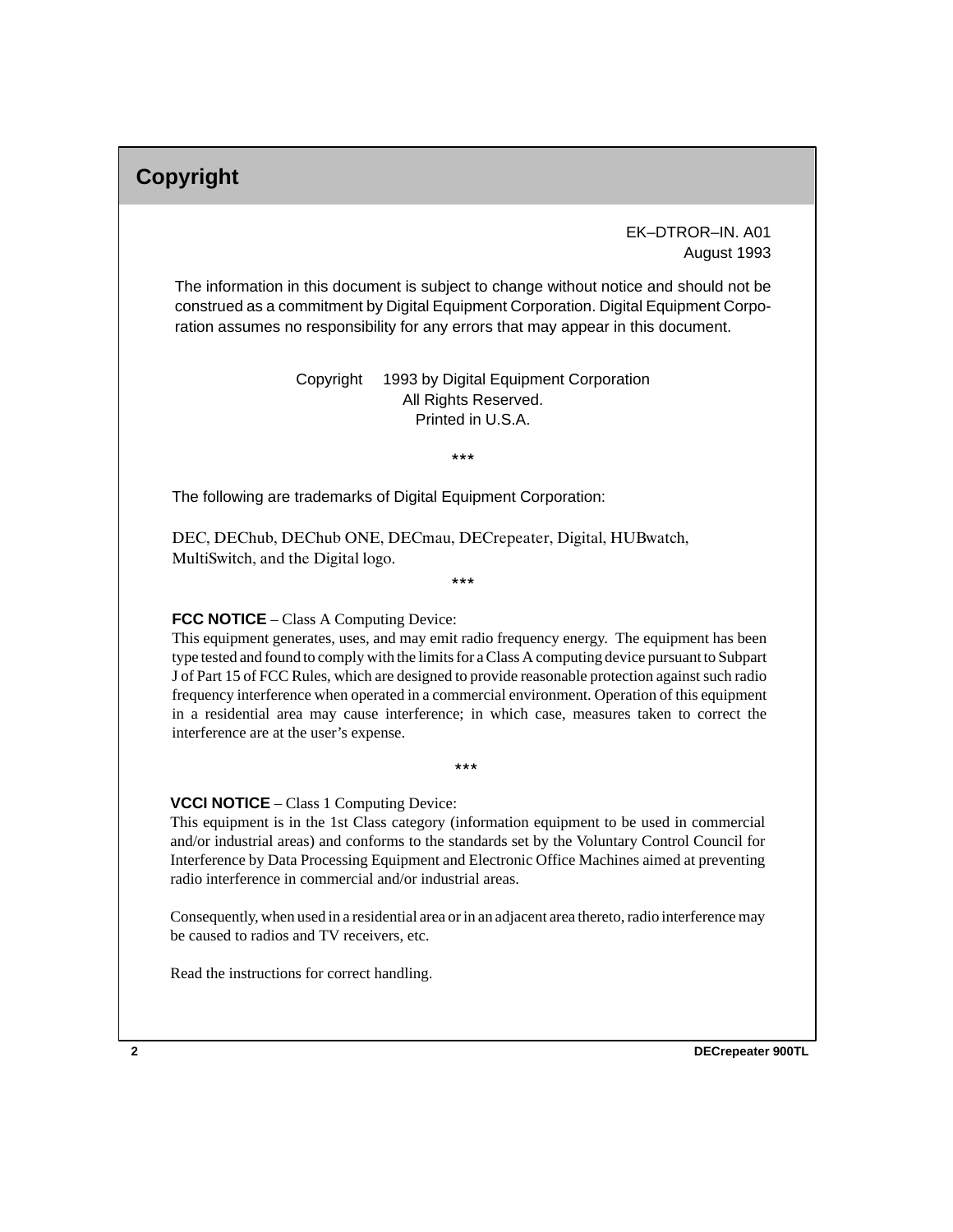# Copyright

EK–DTROR–IN. A01
August 1993

The information in this document is subject to change without notice and should not be construed as a commitment by Digital Equipment Corporation. Digital Equipment Corporation assumes no responsibility for any errors that may appear in this document.

Copyright  1993 by Digital Equipment Corporation
All Rights Reserved.
Printed in U.S.A.

***

The following are trademarks of Digital Equipment Corporation:

DEC, DEChub, DEChub ONE, DECmau, DECrepeater, Digital, HUBwatch, MultiSwitch, and the Digital logo.

***

**FCC NOTICE** – Class A Computing Device:
This equipment generates, uses, and may emit radio frequency energy. The equipment has been type tested and found to comply with the limits for a Class A computing device pursuant to Subpart J of Part 15 of FCC Rules, which are designed to provide reasonable protection against such radio frequency interference when operated in a commercial environment. Operation of this equipment in a residential area may cause interference; in which case, measures taken to correct the interference are at the user's expense.

***

**VCCI NOTICE** – Class 1 Computing Device:
This equipment is in the 1st Class category (information equipment to be used in commercial and/or industrial areas) and conforms to the standards set by the Voluntary Control Council for Interference by Data Processing Equipment and Electronic Office Machines aimed at preventing radio interference in commercial and/or industrial areas.

Consequently, when used in a residential area or in an adjacent area thereto, radio interference may be caused to radios and TV receivers, etc.

Read the instructions for correct handling.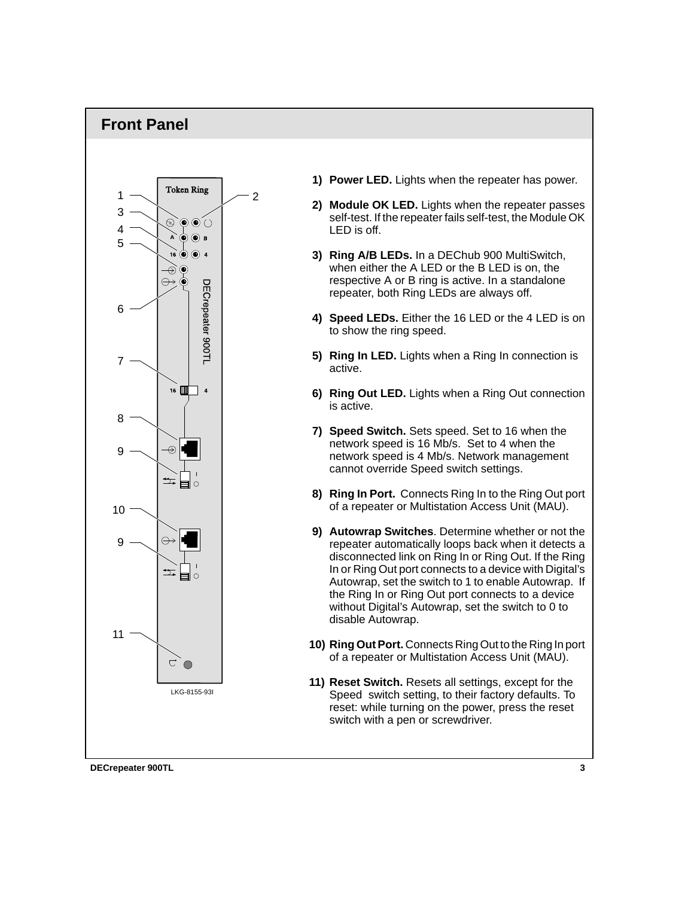## Front Panel

1) **Power LED.** Lights when the repeater has power.

2) **Module OK LED.** Lights when the repeater passes self-test. If the repeater fails self-test, the Module OK LED is off.

3) **Ring A/B LEDs.** In a DEChub 900 MultiSwitch, when either the A LED or the B LED is on, the respective A or B ring is active. In a standalone repeater, both Ring LEDs are always off.

4) **Speed LEDs.** Either the 16 LED or the 4 LED is on to show the ring speed.

5) **Ring In LED.** Lights when a Ring In connection is active.

6) **Ring Out LED.** Lights when a Ring Out connection is active.

7) **Speed Switch.** Sets speed. Set to 16 when the network speed is 16 Mb/s. Set to 4 when the network speed is 4 Mb/s. Network management cannot override Speed switch settings.

8) **Ring In Port.** Connects Ring In to the Ring Out port of a repeater or Multistation Access Unit (MAU).

9) **Autowrap Switches**. Determine whether or not the repeater automatically loops back when it detects a disconnected link on Ring In or Ring Out. If the Ring In or Ring Out port connects to a device with Digital's Autowrap, set the switch to 1 to enable Autowrap. If the Ring In or Ring Out port connects to a device without Digital's Autowrap, set the switch to 0 to disable Autowrap.

10) **Ring Out Port.** Connects Ring Out to the Ring In port of a repeater or Multistation Access Unit (MAU).

11) **Reset Switch.** Resets all settings, except for the Speed switch setting, to their factory defaults. To reset: while turning on the power, press the reset switch with a pen or screwdriver.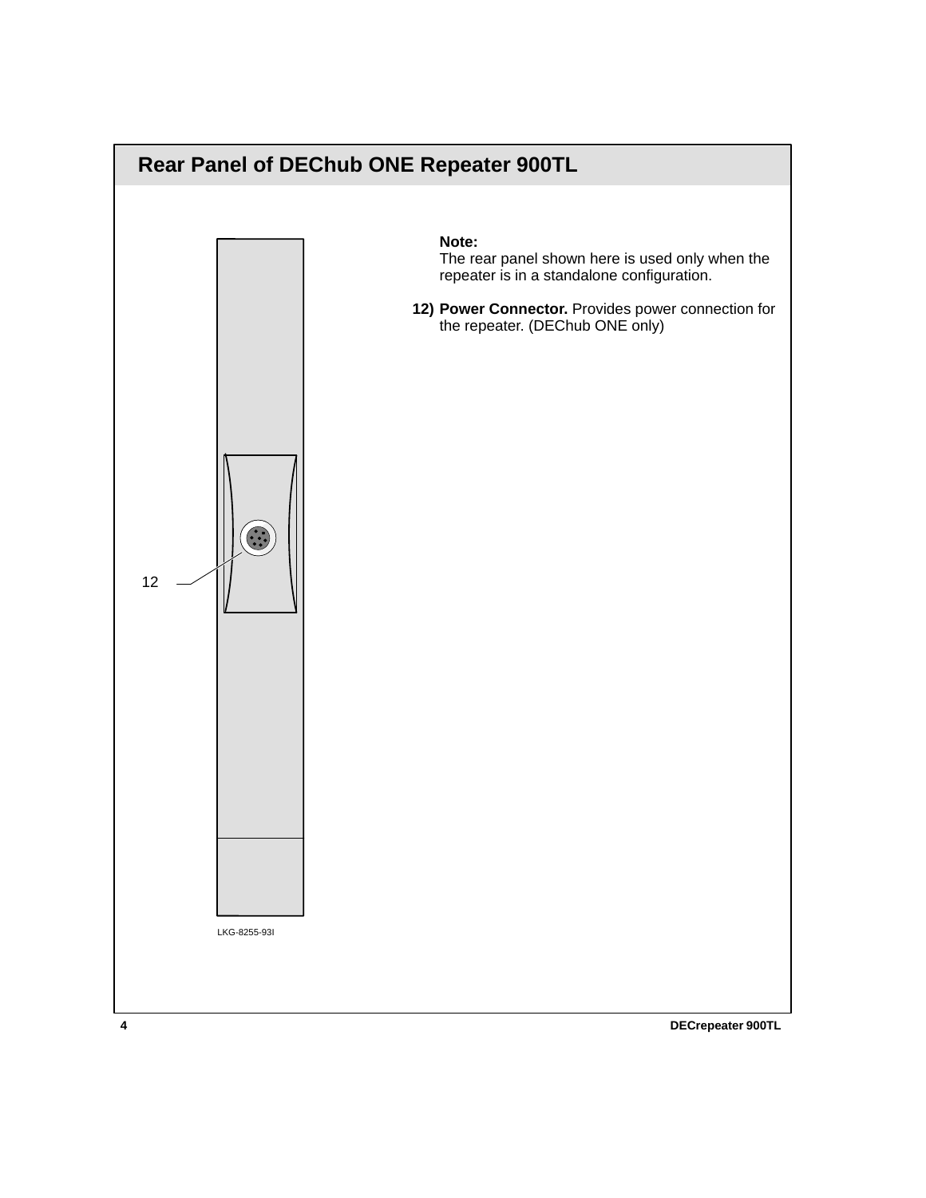## Rear Panel of DEChub ONE Repeater 900TL

12

LKG-8255-93I

**Note:**
The rear panel shown here is used only when the repeater is in a standalone configuration.

**12) Power Connector.** Provides power connection for the repeater. (DEChub ONE only)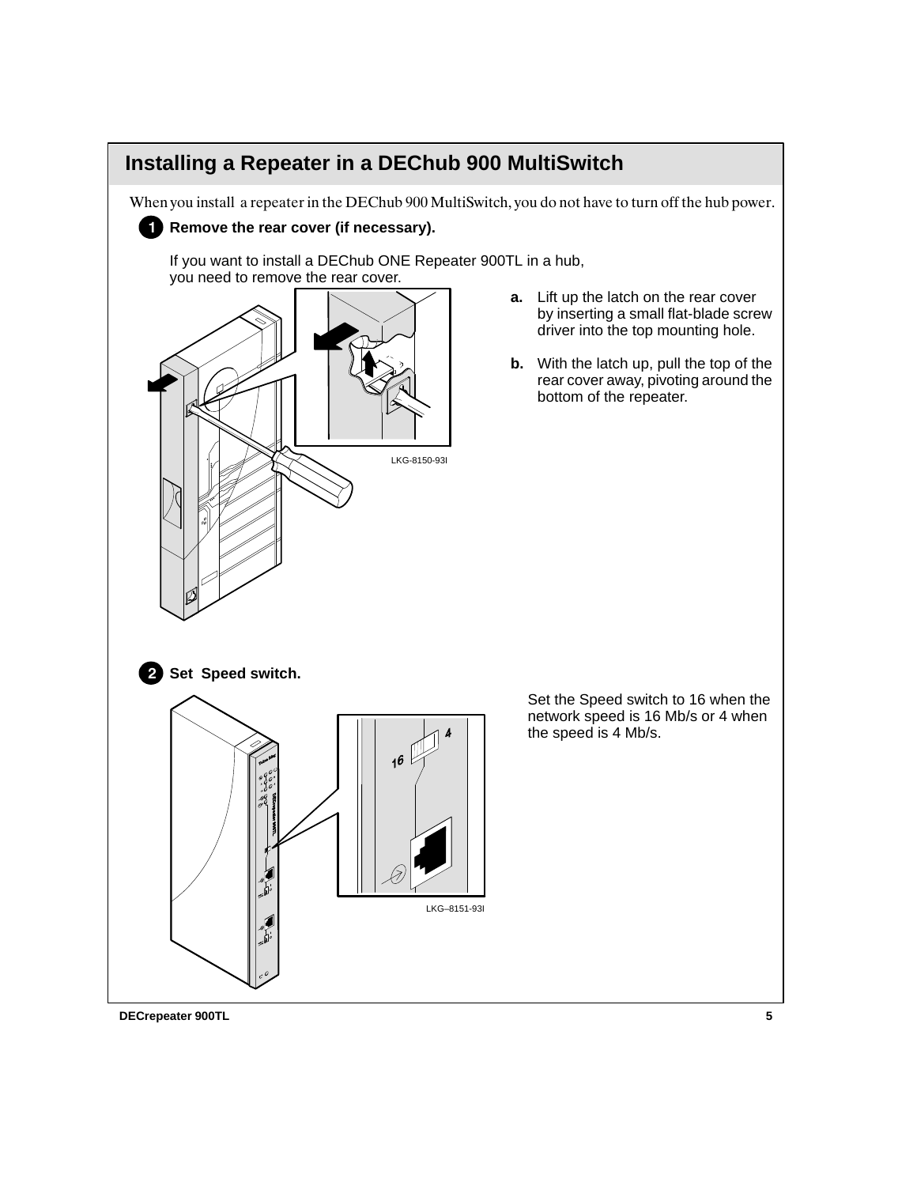## Installing a Repeater in a DEChub 900 MultiSwitch

When you install a repeater in the DEChub 900 MultiSwitch, you do not have to turn off the hub power.

**1 Remove the rear cover (if necessary).**

If you want to install a DEChub ONE Repeater 900TL in a hub, you need to remove the rear cover.

**a.** Lift up the latch on the rear cover by inserting a small flat-blade screw driver into the top mounting hole.

**b.** With the latch up, pull the top of the rear cover away, pivoting around the bottom of the repeater.

LKG-8150-93I

**2 Set Speed switch.**

Set the Speed switch to 16 when the network speed is 16 Mb/s or 4 when the speed is 4 Mb/s.

LKG–8151-93I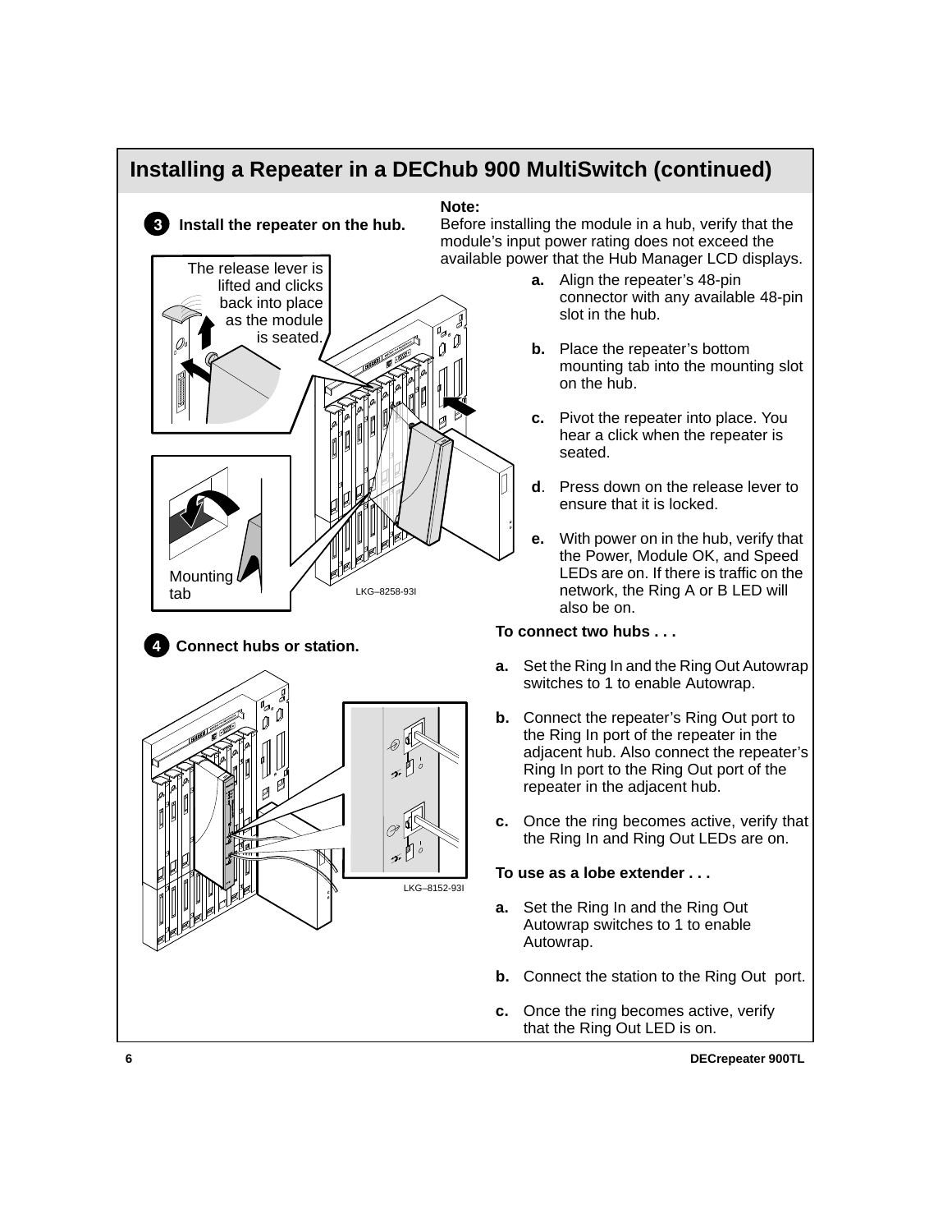## Installing a Repeater in a DEChub 900 MultiSwitch (continued)

### 3 Install the repeater on the hub.

The release lever is lifted and clicks back into place as the module is seated.

Mounting tab

LKG–8258-93I

**Note:**
Before installing the module in a hub, verify that the module's input power rating does not exceed the available power that the Hub Manager LCD displays.

**a.** Align the repeater's 48-pin connector with any available 48-pin slot in the hub.

**b.** Place the repeater's bottom mounting tab into the mounting slot on the hub.

**c.** Pivot the repeater into place. You hear a click when the repeater is seated.

**d**. Press down on the release lever to ensure that it is locked.

**e.** With power on in the hub, verify that the Power, Module OK, and Speed LEDs are on. If there is traffic on the network, the Ring A or B LED will also be on.

### 4 Connect hubs or station.

LKG–8152-93I

**To connect two hubs . . .**

**a.** Set the Ring In and the Ring Out Autowrap switches to 1 to enable Autowrap.

**b.** Connect the repeater's Ring Out port to the Ring In port of the repeater in the adjacent hub. Also connect the repeater's Ring In port to the Ring Out port of the repeater in the adjacent hub.

**c.** Once the ring becomes active, verify that the Ring In and Ring Out LEDs are on.

**To use as a lobe extender . . .**

**a.** Set the Ring In and the Ring Out Autowrap switches to 1 to enable Autowrap.

**b.** Connect the station to the Ring Out port.

**c.** Once the ring becomes active, verify that the Ring Out LED is on.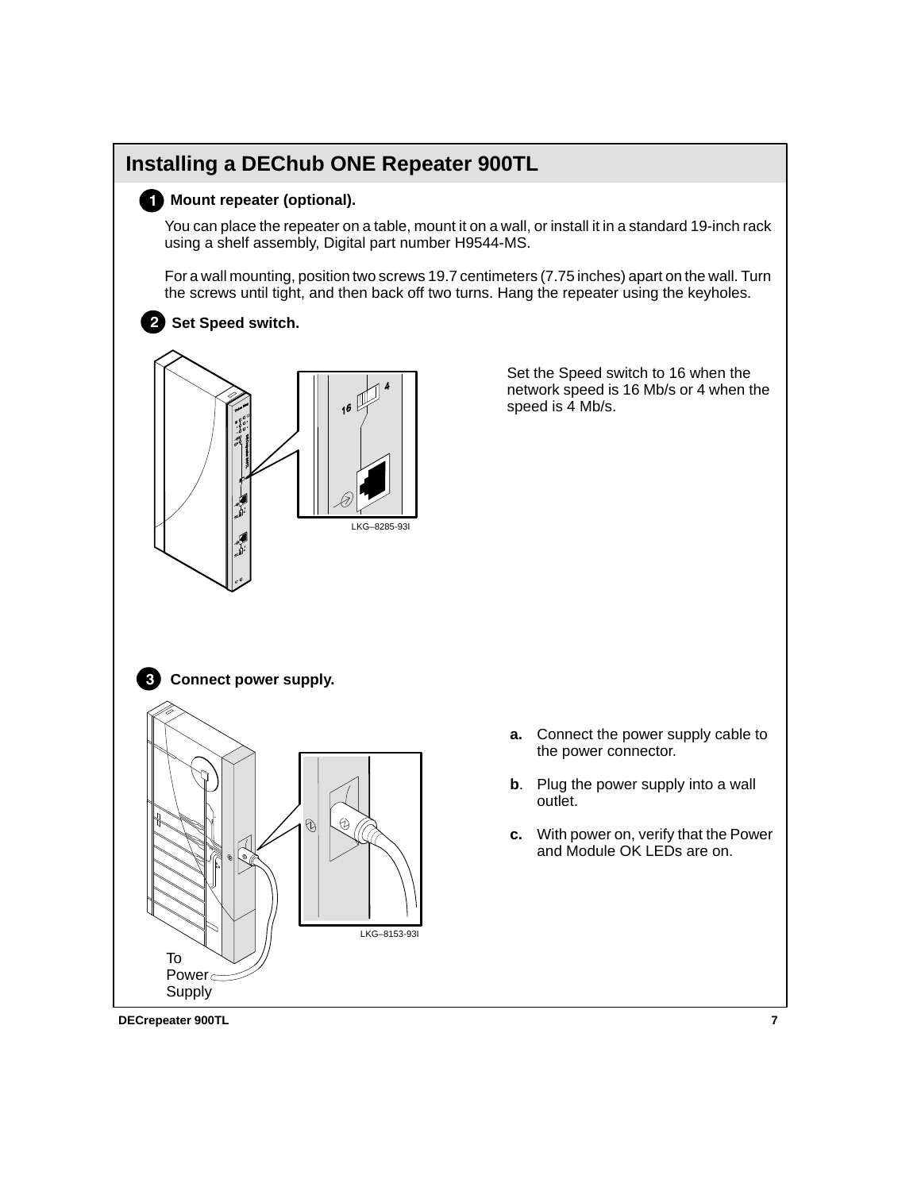# Installing a DEChub ONE Repeater 900TL

**1 Mount repeater (optional).**

You can place the repeater on a table, mount it on a wall, or install it in a standard 19-inch rack using a shelf assembly, Digital part number H9544-MS.

For a wall mounting, position two screws 19.7 centimeters (7.75 inches) apart on the wall. Turn the screws until tight, and then back off two turns. Hang the repeater using the keyholes.

**2 Set Speed switch.**

LKG–8285-93I

Set the Speed switch to 16 when the network speed is 16 Mb/s or 4 when the speed is 4 Mb/s.

**3 Connect power supply.**

LKG–8153-93I

To Power Supply

**a.** Connect the power supply cable to the power connector.

**b**. Plug the power supply into a wall outlet.

**c.** With power on, verify that the Power and Module OK LEDs are on.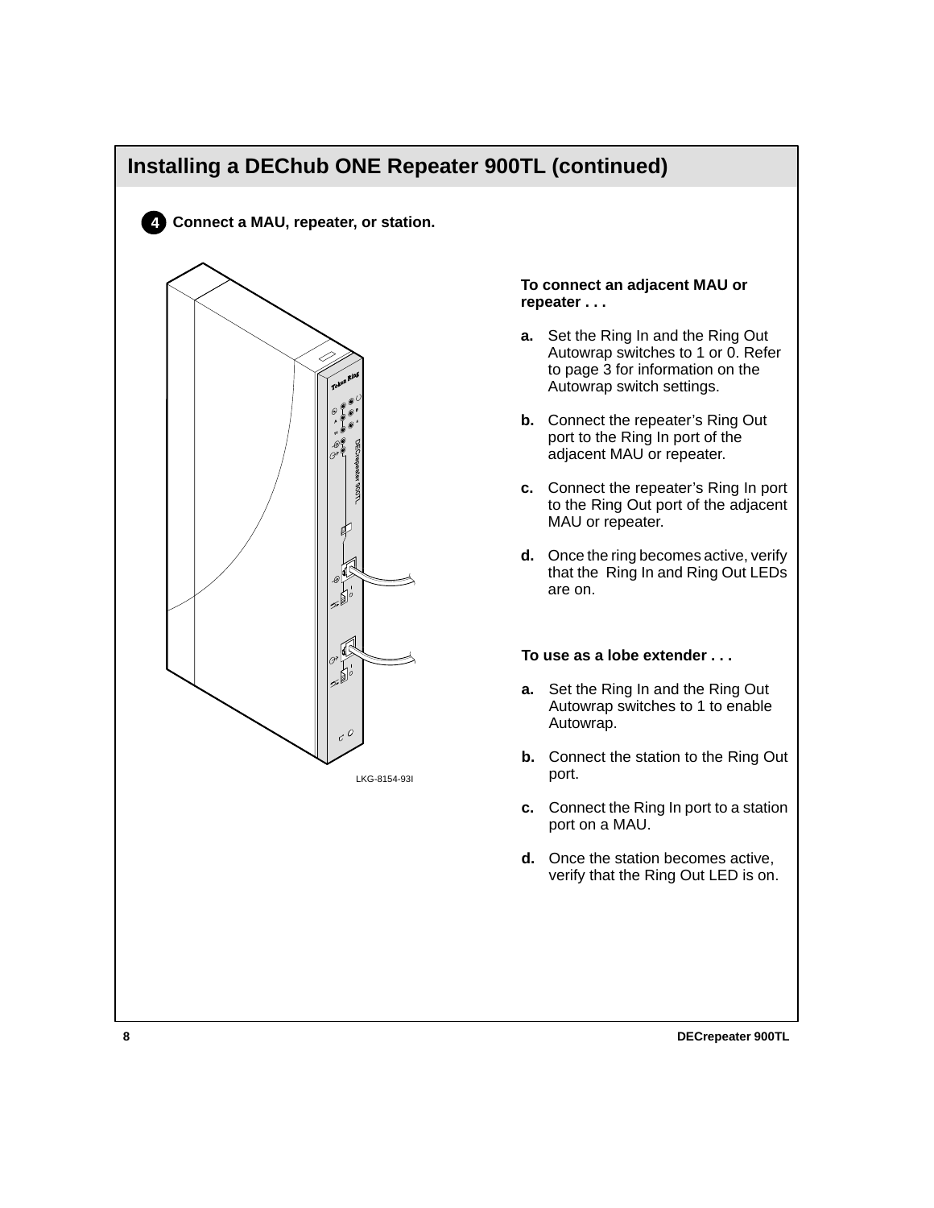# Installing a DEChub ONE Repeater 900TL (continued)

## 4 Connect a MAU, repeater, or station.

LKG-8154-93I

**To connect an adjacent MAU or repeater . . .**

**a.** Set the Ring In and the Ring Out Autowrap switches to 1 or 0. Refer to page 3 for information on the Autowrap switch settings.

**b.** Connect the repeater's Ring Out port to the Ring In port of the adjacent MAU or repeater.

**c.** Connect the repeater's Ring In port to the Ring Out port of the adjacent MAU or repeater.

**d.** Once the ring becomes active, verify that the Ring In and Ring Out LEDs are on.

**To use as a lobe extender . . .**

**a.** Set the Ring In and the Ring Out Autowrap switches to 1 to enable Autowrap.

**b.** Connect the station to the Ring Out port.

**c.** Connect the Ring In port to a station port on a MAU.

**d.** Once the station becomes active, verify that the Ring Out LED is on.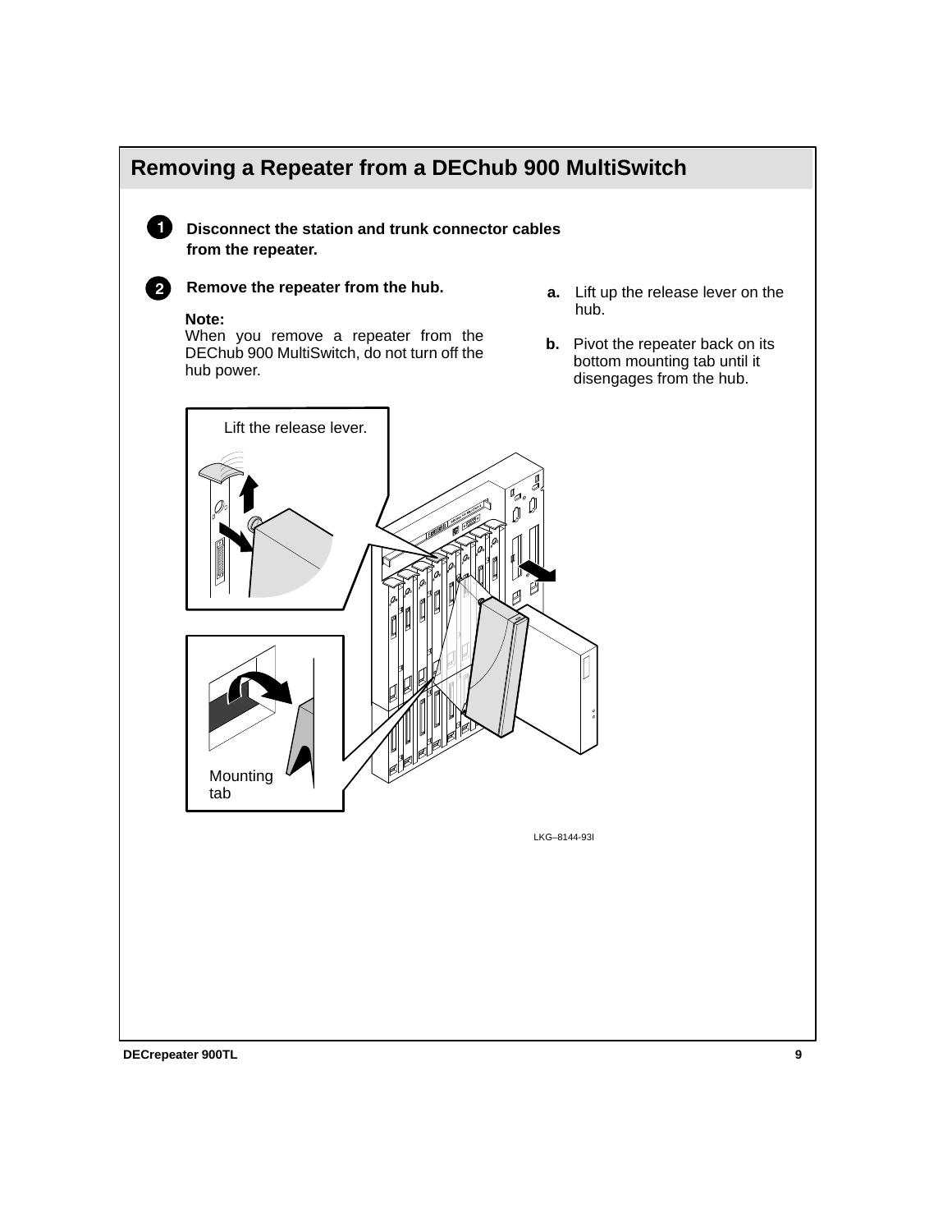## Removing a Repeater from a DEChub 900 MultiSwitch

**1** **Disconnect the station and trunk connector cables from the repeater.**

**2** **Remove the repeater from the hub.**

**Note:**
When you remove a repeater from the DEChub 900 MultiSwitch, do not turn off the hub power.

**a.** Lift up the release lever on the hub.

**b.** Pivot the repeater back on its bottom mounting tab until it disengages from the hub.

Lift the release lever.

Mounting tab

LKG–8144-93I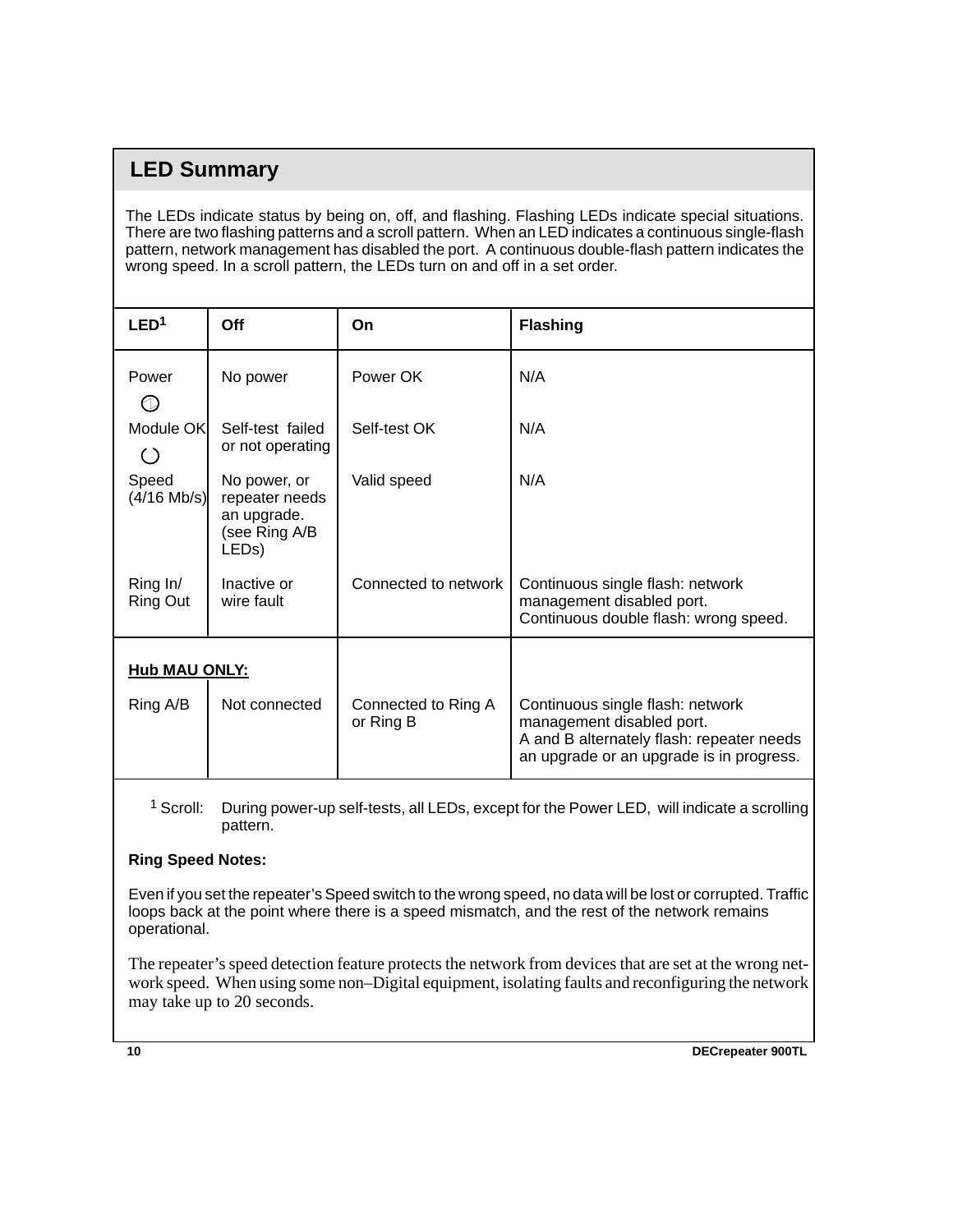## LED Summary

The LEDs indicate status by being on, off, and flashing. Flashing LEDs indicate special situations. There are two flashing patterns and a scroll pattern. When an LED indicates a continuous single-flash pattern, network management has disabled the port. A continuous double-flash pattern indicates the wrong speed. In a scroll pattern, the LEDs turn on and off in a set order.

| LED[1] | Off | On | Flashing |
|---|---|---|---|
| Power | No power | Power OK | N/A |
| Module OK | Self-test failed or not operating | Self-test OK | N/A |
| Speed (4/16 Mb/s) | No power, or repeater needs an upgrade. (see Ring A/B LEDs) | Valid speed | N/A |
| Ring In/ Ring Out | Inactive or wire fault | Connected to network | Continuous single flash: network management disabled port. Continuous double flash: wrong speed. |
| **Hub MAU ONLY:** | | | |
| Ring A/B | Not connected | Connected to Ring A or Ring B | Continuous single flash: network management disabled port. A and B alternately flash: repeater needs an upgrade or an upgrade is in progress. |

[1] Scroll: During power-up self-tests, all LEDs, except for the Power LED, will indicate a scrolling pattern.

**Ring Speed Notes:**

Even if you set the repeater's Speed switch to the wrong speed, no data will be lost or corrupted. Traffic loops back at the point where there is a speed mismatch, and the rest of the network remains operational.

The repeater's speed detection feature protects the network from devices that are set at the wrong network speed. When using some non–Digital equipment, isolating faults and reconfiguring the network may take up to 20 seconds.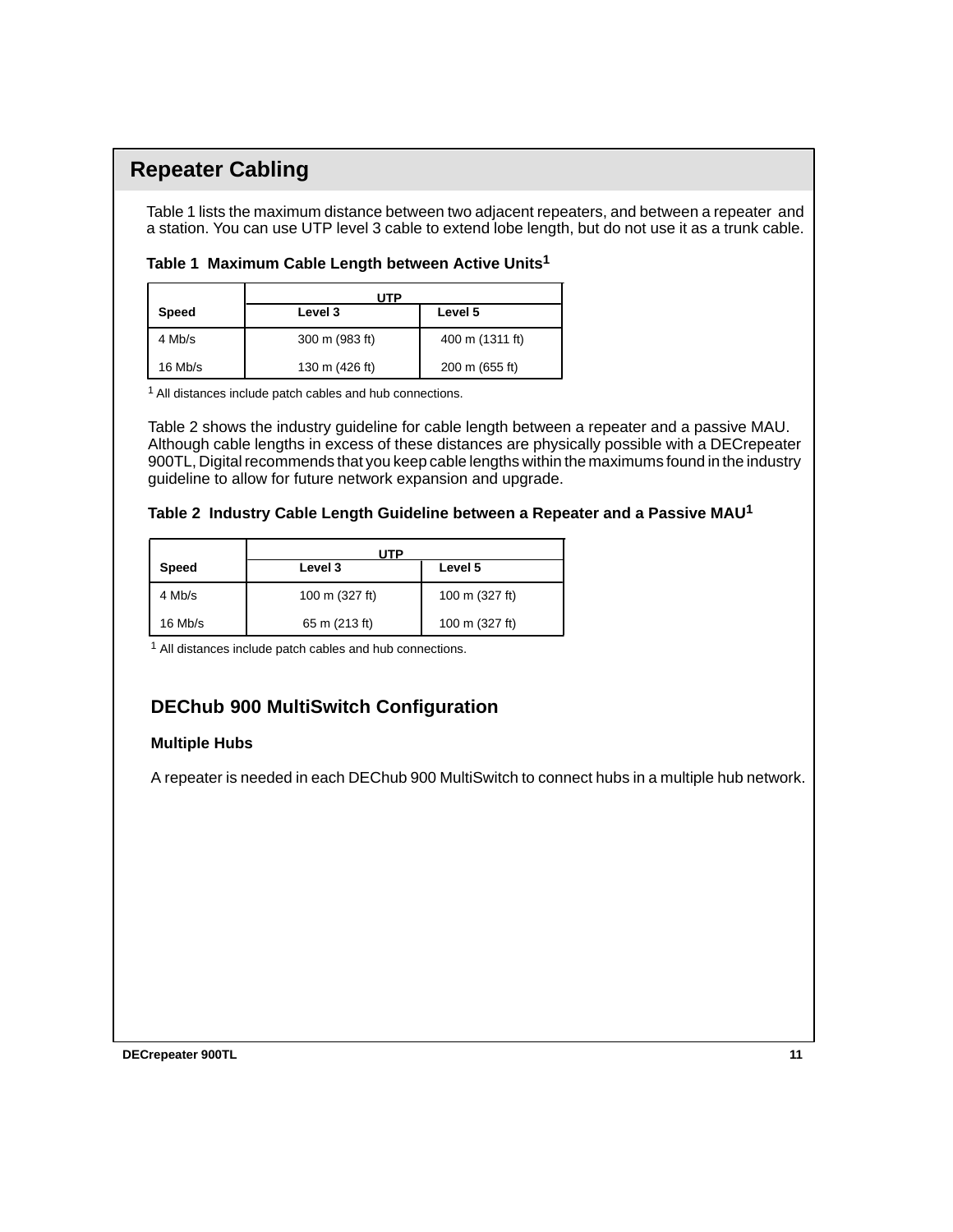## Repeater Cabling

Table 1 lists the maximum distance between two adjacent repeaters, and between a repeater and a station. You can use UTP level 3 cable to extend lobe length, but do not use it as a trunk cable.

**Table 1 Maximum Cable Length between Active Units[1]**

| | UTP | |
|---|---|---|
| **Speed** | **Level 3** | **Level 5** |
| 4 Mb/s | 300 m (983 ft) | 400 m (1311 ft) |
| 16 Mb/s | 130 m (426 ft) | 200 m (655 ft) |

[1] All distances include patch cables and hub connections.

Table 2 shows the industry guideline for cable length between a repeater and a passive MAU. Although cable lengths in excess of these distances are physically possible with a DECrepeater 900TL, Digital recommends that you keep cable lengths within the maximums found in the industry guideline to allow for future network expansion and upgrade.

**Table 2 Industry Cable Length Guideline between a Repeater and a Passive MAU[1]**

| | UTP | |
|---|---|---|
| **Speed** | **Level 3** | **Level 5** |
| 4 Mb/s | 100 m (327 ft) | 100 m (327 ft) |
| 16 Mb/s | 65 m (213 ft) | 100 m (327 ft) |

[1] All distances include patch cables and hub connections.

### DEChub 900 MultiSwitch Configuration

#### Multiple Hubs

A repeater is needed in each DEChub 900 MultiSwitch to connect hubs in a multiple hub network.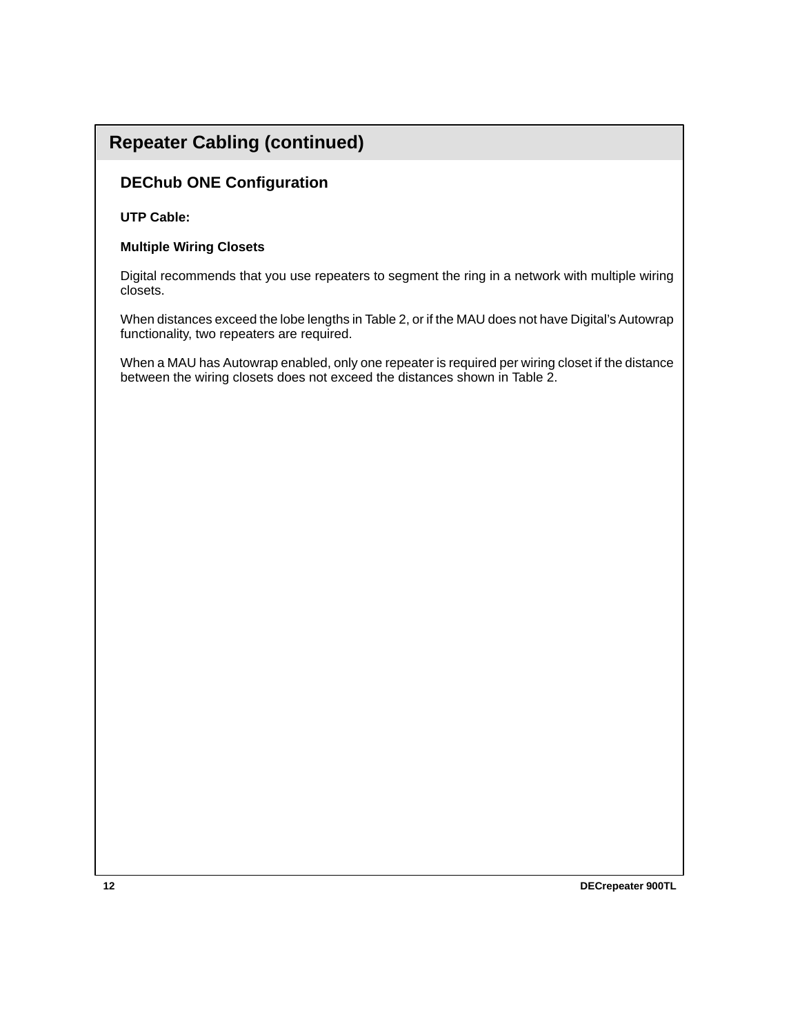## Repeater Cabling (continued)

### DEChub ONE Configuration

**UTP Cable:**

**Multiple Wiring Closets**

Digital recommends that you use repeaters to segment the ring in a network with multiple wiring closets.

When distances exceed the lobe lengths in Table 2, or if the MAU does not have Digital's Autowrap functionality, two repeaters are required.

When a MAU has Autowrap enabled, only one repeater is required per wiring closet if the distance between the wiring closets does not exceed the distances shown in Table 2.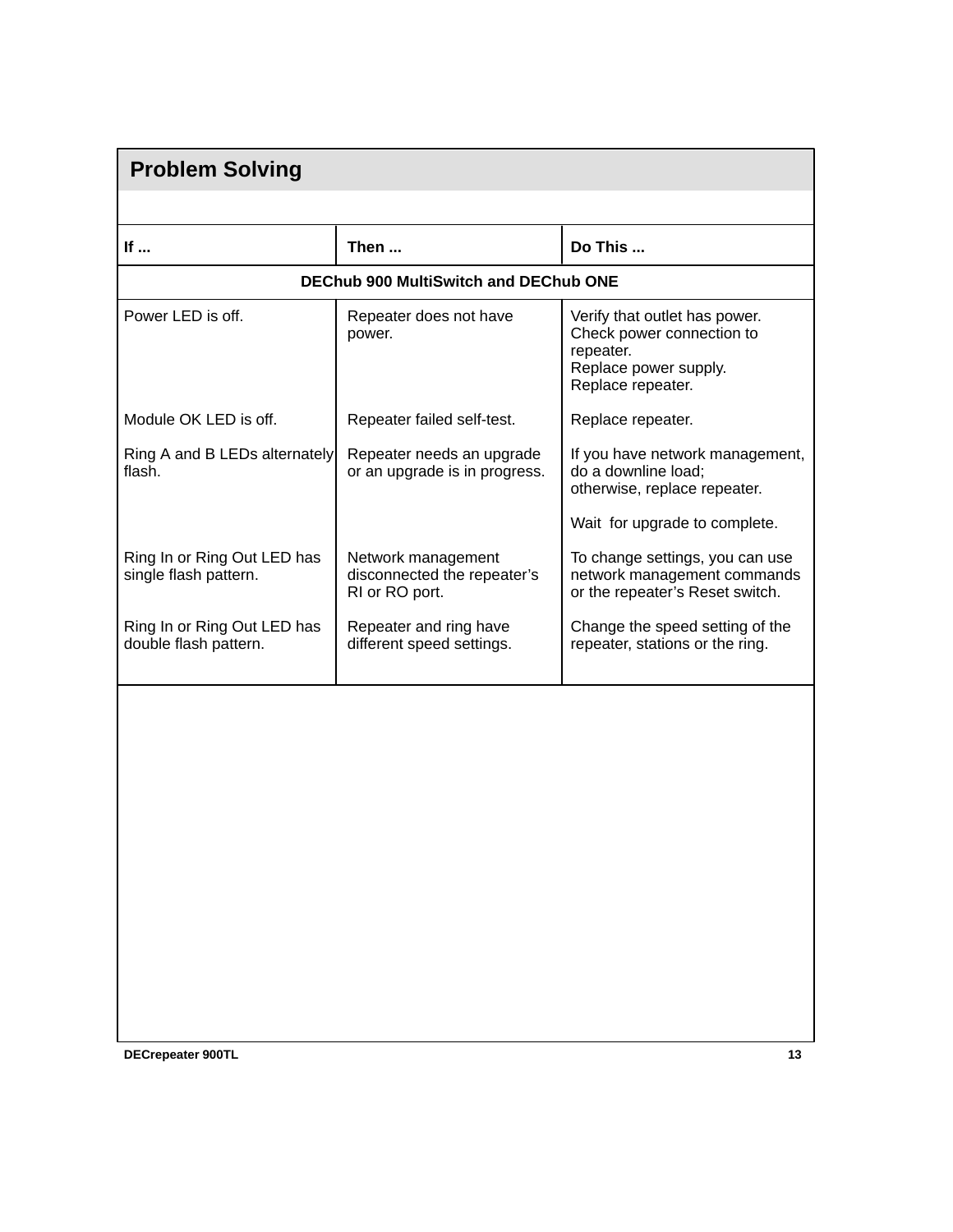## Problem Solving

| If ... | Then ... | Do This ... |
|---|---|---|
| **DEChub 900 MultiSwitch and DEChub ONE** | | |
| Power LED is off. | Repeater does not have power. | Verify that outlet has power.<br>Check power connection to repeater.<br>Replace power supply.<br>Replace repeater. |
| Module OK LED is off. | Repeater failed self-test. | Replace repeater. |
| Ring A and B LEDs alternately flash. | Repeater needs an upgrade or an upgrade is in progress. | If you have network management, do a downline load;<br>otherwise, replace repeater.<br><br>Wait for upgrade to complete. |
| Ring In or Ring Out LED has single flash pattern. | Network management disconnected the repeater's RI or RO port. | To change settings, you can use network management commands or the repeater's Reset switch. |
| Ring In or Ring Out LED has double flash pattern. | Repeater and ring have different speed settings. | Change the speed setting of the repeater, stations or the ring. |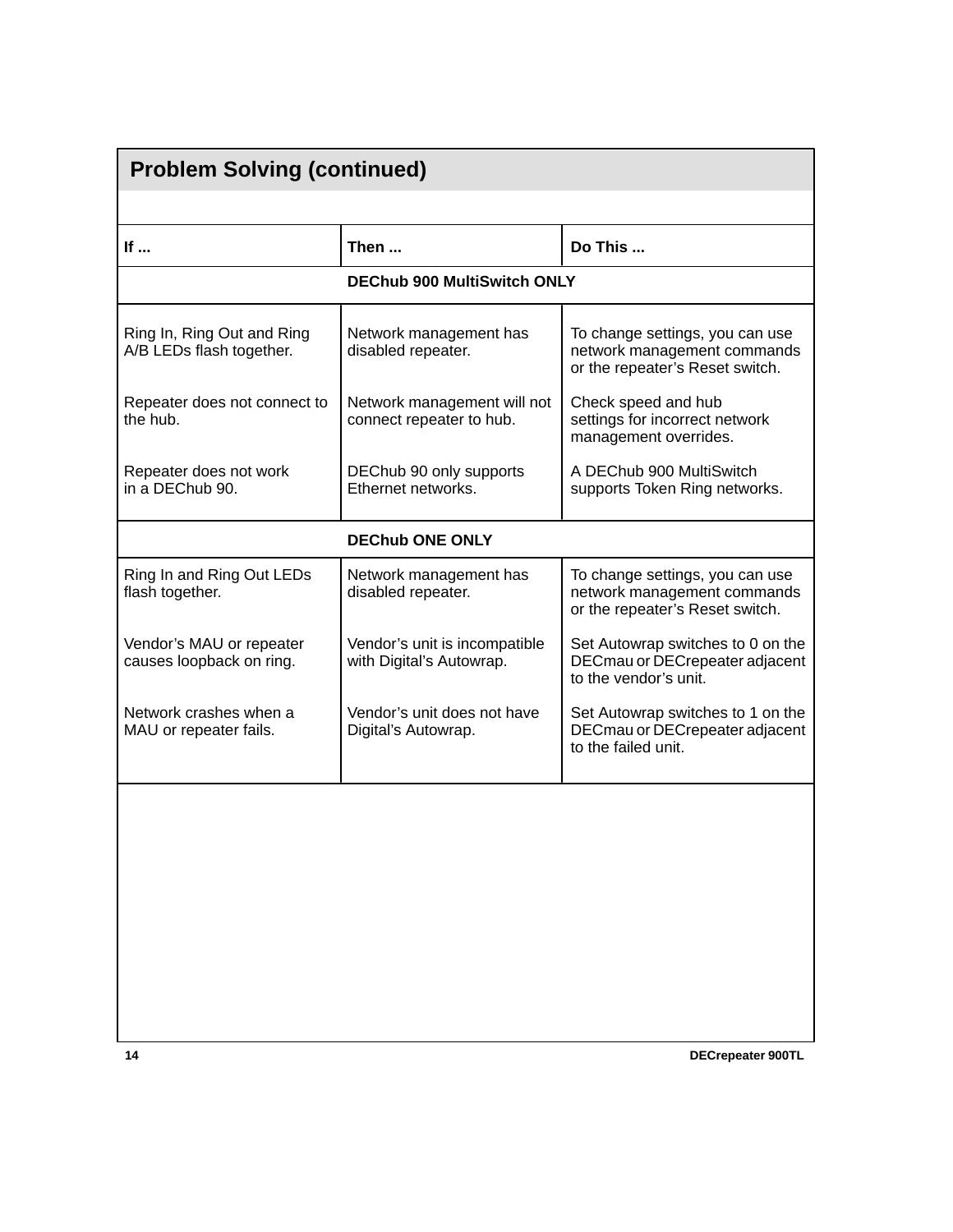## Problem Solving (continued)

| If ... | Then ... | Do This ... |
|---|---|---|
| **DEChub 900 MultiSwitch ONLY** | | |
| Ring In, Ring Out and Ring A/B LEDs flash together. | Network management has disabled repeater. | To change settings, you can use network management commands or the repeater's Reset switch. |
| Repeater does not connect to the hub. | Network management will not connect repeater to hub. | Check speed and hub settings for incorrect network management overrides. |
| Repeater does not work in a DEChub 90. | DEChub 90 only supports Ethernet networks. | A DEChub 900 MultiSwitch supports Token Ring networks. |
| **DEChub ONE ONLY** | | |
| Ring In and Ring Out LEDs flash together. | Network management has disabled repeater. | To change settings, you can use network management commands or the repeater's Reset switch. |
| Vendor's MAU or repeater causes loopback on ring. | Vendor's unit is incompatible with Digital's Autowrap. | Set Autowrap switches to 0 on the DECmau or DECrepeater adjacent to the vendor's unit. |
| Network crashes when a MAU or repeater fails. | Vendor's unit does not have Digital's Autowrap. | Set Autowrap switches to 1 on the DECmau or DECrepeater adjacent to the failed unit. |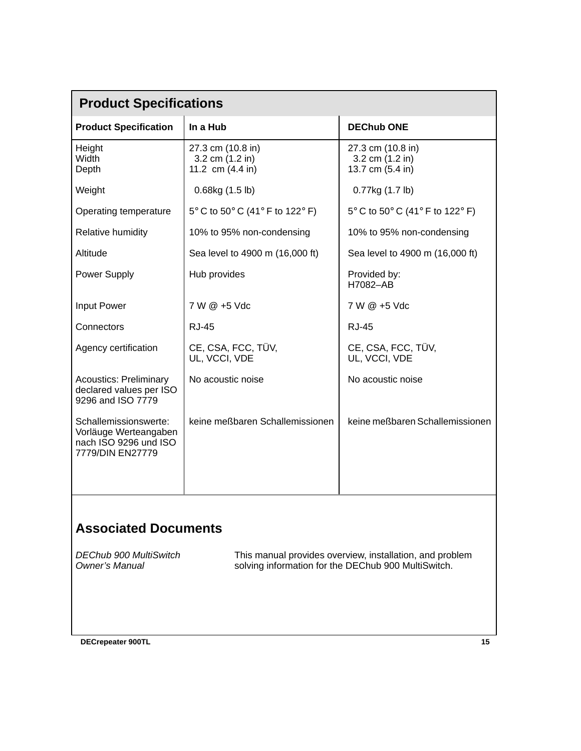## Product Specifications

| Product Specification | In a Hub | DEChub ONE |
| --- | --- | --- |
| Height<br>Width<br>Depth | 27.3 cm (10.8 in)<br>3.2 cm (1.2 in)<br>11.2 cm (4.4 in) | 27.3 cm (10.8 in)<br>3.2 cm (1.2 in)<br>13.7 cm (5.4 in) |
| Weight | 0.68kg (1.5 lb) | 0.77kg (1.7 lb) |
| Operating temperature | 5° C to 50° C (41° F to 122° F) | 5° C to 50° C (41° F to 122° F) |
| Relative humidity | 10% to 95% non-condensing | 10% to 95% non-condensing |
| Altitude | Sea level to 4900 m (16,000 ft) | Sea level to 4900 m (16,000 ft) |
| Power Supply | Hub provides | Provided by:<br>H7082–AB |
| Input Power | 7 W @ +5 Vdc | 7 W @ +5 Vdc |
| Connectors | RJ-45 | RJ-45 |
| Agency certification | CE, CSA, FCC, TÜV,<br>UL, VCCI, VDE | CE, CSA, FCC, TÜV,<br>UL, VCCI, VDE |
| Acoustics: Preliminary declared values per ISO 9296 and ISO 7779 | No acoustic noise | No acoustic noise |
| Schallemissionswerte: Vorläuge Werteangaben nach ISO 9296 und ISO 7779/DIN EN27779 | keine meßbaren Schallemissionen | keine meßbaren Schallemissionen |

## Associated Documents

| | |
| --- | --- |
| *DEChub 900 MultiSwitch Owner's Manual* | This manual provides overview, installation, and problem solving information for the DEChub 900 MultiSwitch. |